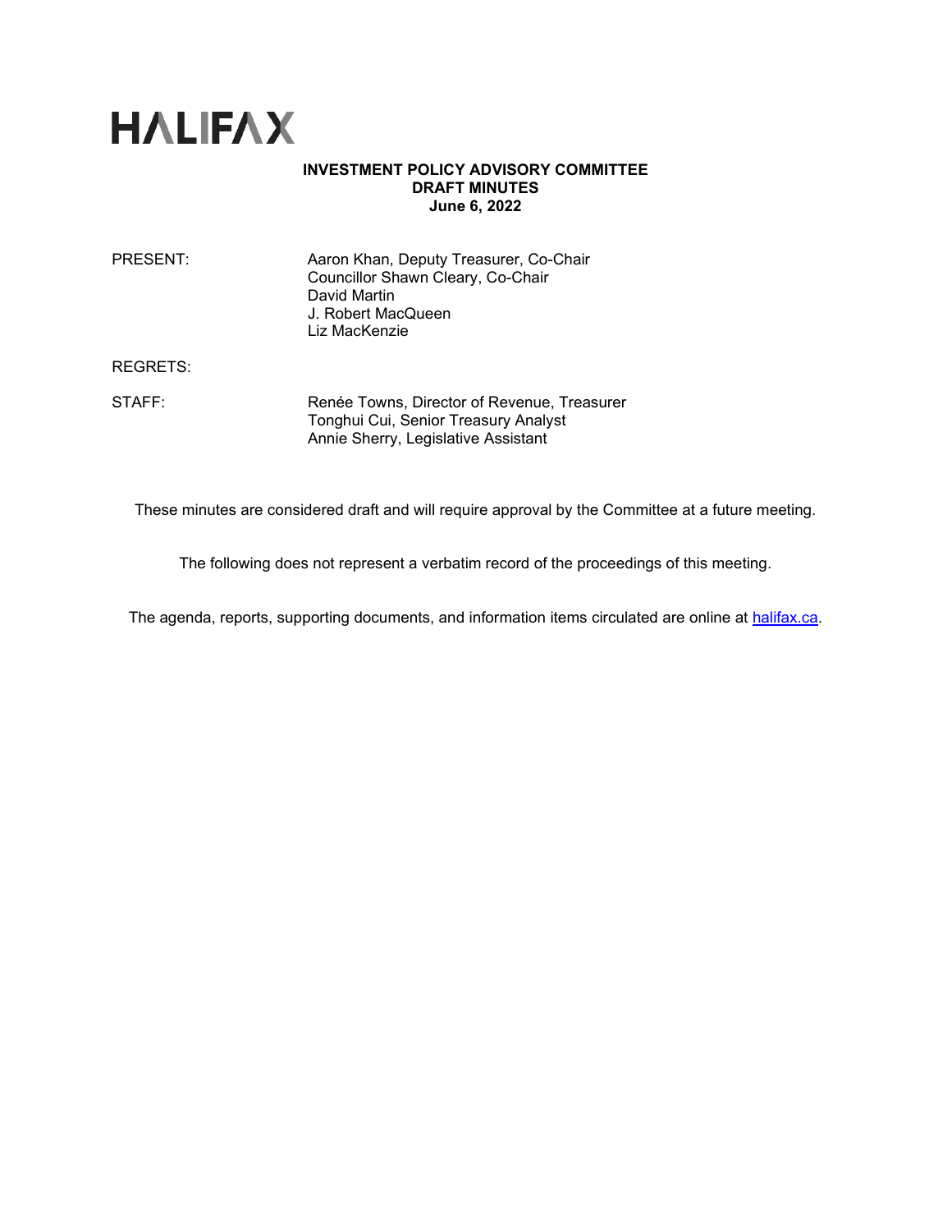# HALIFAX

**INVESTMENT POLICY ADVISORY COMMITTEE**
**DRAFT MINUTES**
**June 6, 2022**

PRESENT: Aaron Khan, Deputy Treasurer, Co-Chair
Councillor Shawn Cleary, Co-Chair
David Martin
J. Robert MacQueen
Liz MacKenzie

REGRETS:

STAFF: Renée Towns, Director of Revenue, Treasurer
Tonghui Cui, Senior Treasury Analyst
Annie Sherry, Legislative Assistant

These minutes are considered draft and will require approval by the Committee at a future meeting.

The following does not represent a verbatim record of the proceedings of this meeting.

The agenda, reports, supporting documents, and information items circulated are online at [halifax.ca](halifax.ca).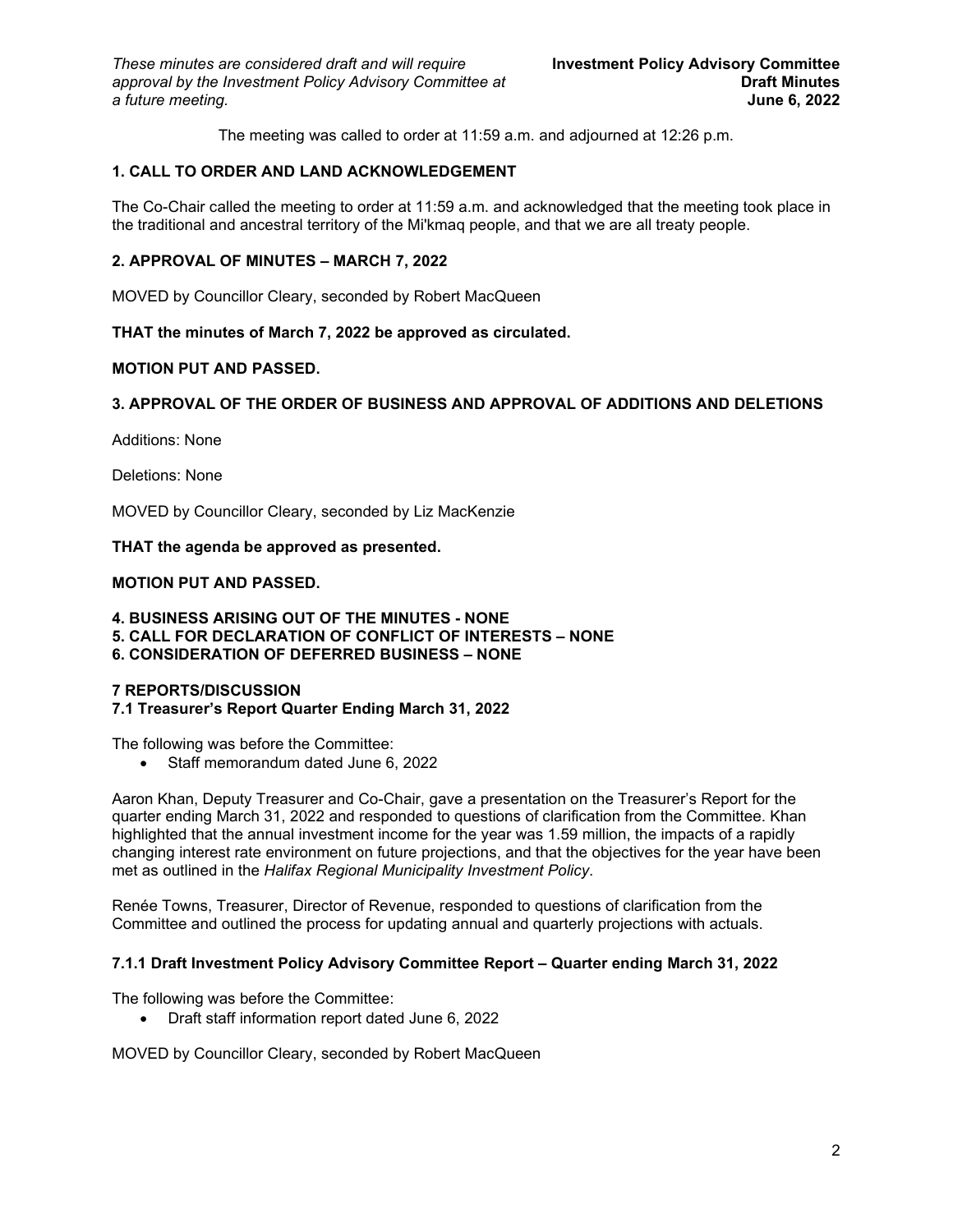The meeting was called to order at 11:59 a.m. and adjourned at 12:26 p.m.

**1. CALL TO ORDER AND LAND ACKNOWLEDGEMENT**

The Co-Chair called the meeting to order at 11:59 a.m. and acknowledged that the meeting took place in the traditional and ancestral territory of the Mi'kmaq people, and that we are all treaty people.

**2. APPROVAL OF MINUTES – MARCH 7, 2022**

MOVED by Councillor Cleary, seconded by Robert MacQueen

**THAT the minutes of March 7, 2022 be approved as circulated.**

**MOTION PUT AND PASSED.**

**3. APPROVAL OF THE ORDER OF BUSINESS AND APPROVAL OF ADDITIONS AND DELETIONS**

Additions: None

Deletions: None

MOVED by Councillor Cleary, seconded by Liz MacKenzie

**THAT the agenda be approved as presented.**

**MOTION PUT AND PASSED.**

**4. BUSINESS ARISING OUT OF THE MINUTES - NONE**
**5. CALL FOR DECLARATION OF CONFLICT OF INTERESTS – NONE**
**6. CONSIDERATION OF DEFERRED BUSINESS – NONE**

**7 REPORTS/DISCUSSION**
**7.1 Treasurer's Report Quarter Ending March 31, 2022**

The following was before the Committee:

- Staff memorandum dated June 6, 2022

Aaron Khan, Deputy Treasurer and Co-Chair, gave a presentation on the Treasurer's Report for the quarter ending March 31, 2022 and responded to questions of clarification from the Committee. Khan highlighted that the annual investment income for the year was 1.59 million, the impacts of a rapidly changing interest rate environment on future projections, and that the objectives for the year have been met as outlined in the *Halifax Regional Municipality Investment Policy*.

Renée Towns, Treasurer, Director of Revenue, responded to questions of clarification from the Committee and outlined the process for updating annual and quarterly projections with actuals.

**7.1.1 Draft Investment Policy Advisory Committee Report – Quarter ending March 31, 2022**

The following was before the Committee:

- Draft staff information report dated June 6, 2022

MOVED by Councillor Cleary, seconded by Robert MacQueen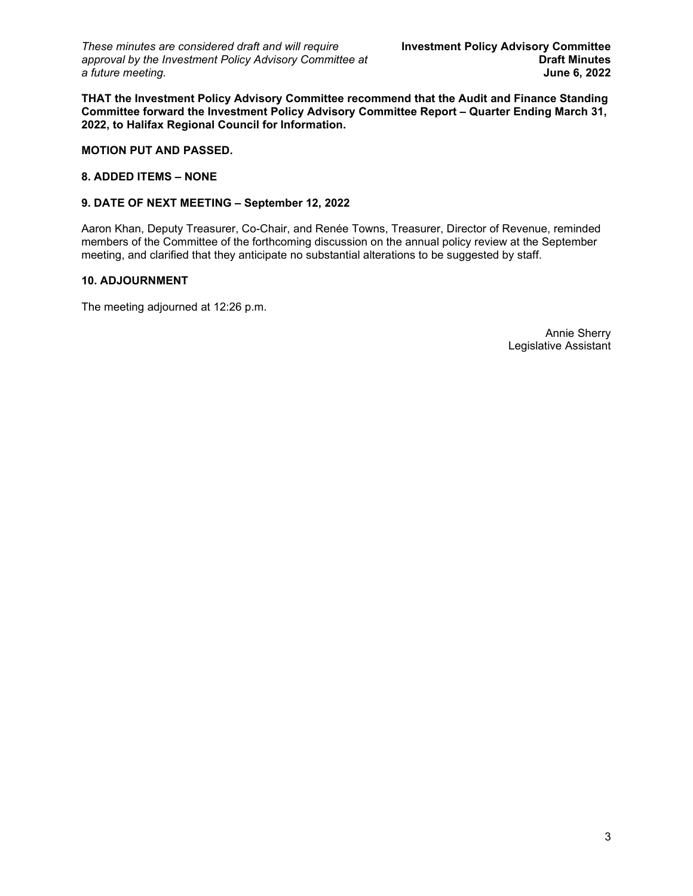**THAT the Investment Policy Advisory Committee recommend that the Audit and Finance Standing Committee forward the Investment Policy Advisory Committee Report – Quarter Ending March 31, 2022, to Halifax Regional Council for Information.**

**MOTION PUT AND PASSED.**

**8. ADDED ITEMS – NONE**

**9. DATE OF NEXT MEETING – September 12, 2022**

Aaron Khan, Deputy Treasurer, Co-Chair, and Renée Towns, Treasurer, Director of Revenue, reminded members of the Committee of the forthcoming discussion on the annual policy review at the September meeting, and clarified that they anticipate no substantial alterations to be suggested by staff.

**10. ADJOURNMENT**

The meeting adjourned at 12:26 p.m.

Annie Sherry
Legislative Assistant